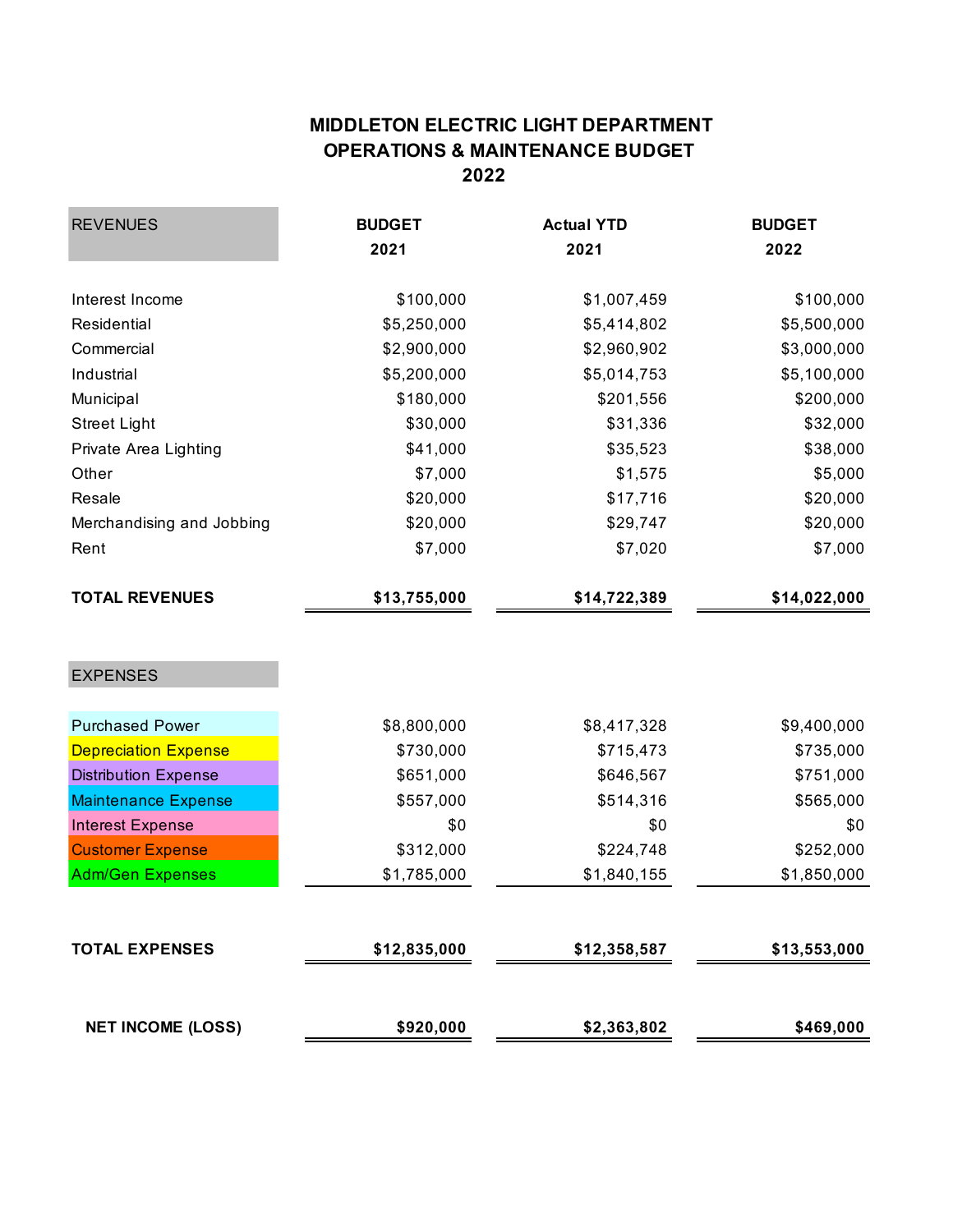# MIDDLETON ELECTRIC LIGHT DEPARTMENT
## OPERATIONS & MAINTENANCE BUDGET
## 2022

| REVENUES | BUDGET 2021 | Actual YTD 2021 | BUDGET 2022 |
|---|---|---|---|
| Interest Income | $100,000 | $1,007,459 | $100,000 |
| Residential | $5,250,000 | $5,414,802 | $5,500,000 |
| Commercial | $2,900,000 | $2,960,902 | $3,000,000 |
| Industrial | $5,200,000 | $5,014,753 | $5,100,000 |
| Municipal | $180,000 | $201,556 | $200,000 |
| Street Light | $30,000 | $31,336 | $32,000 |
| Private Area Lighting | $41,000 | $35,523 | $38,000 |
| Other | $7,000 | $1,575 | $5,000 |
| Resale | $20,000 | $17,716 | $20,000 |
| Merchandising and Jobbing | $20,000 | $29,747 | $20,000 |
| Rent | $7,000 | $7,020 | $7,000 |
| **TOTAL REVENUES** | **$13,755,000** | **$14,722,389** | **$14,022,000** |
| EXPENSES | | | |
| Purchased Power | $8,800,000 | $8,417,328 | $9,400,000 |
| Depreciation Expense | $730,000 | $715,473 | $735,000 |
| Distribution Expense | $651,000 | $646,567 | $751,000 |
| Maintenance Expense | $557,000 | $514,316 | $565,000 |
| Interest Expense | $0 | $0 | $0 |
| Customer Expense | $312,000 | $224,748 | $252,000 |
| Adm/Gen Expenses | $1,785,000 | $1,840,155 | $1,850,000 |
| **TOTAL EXPENSES** | **$12,835,000** | **$12,358,587** | **$13,553,000** |
| **NET INCOME (LOSS)** | **$920,000** | **$2,363,802** | **$469,000** |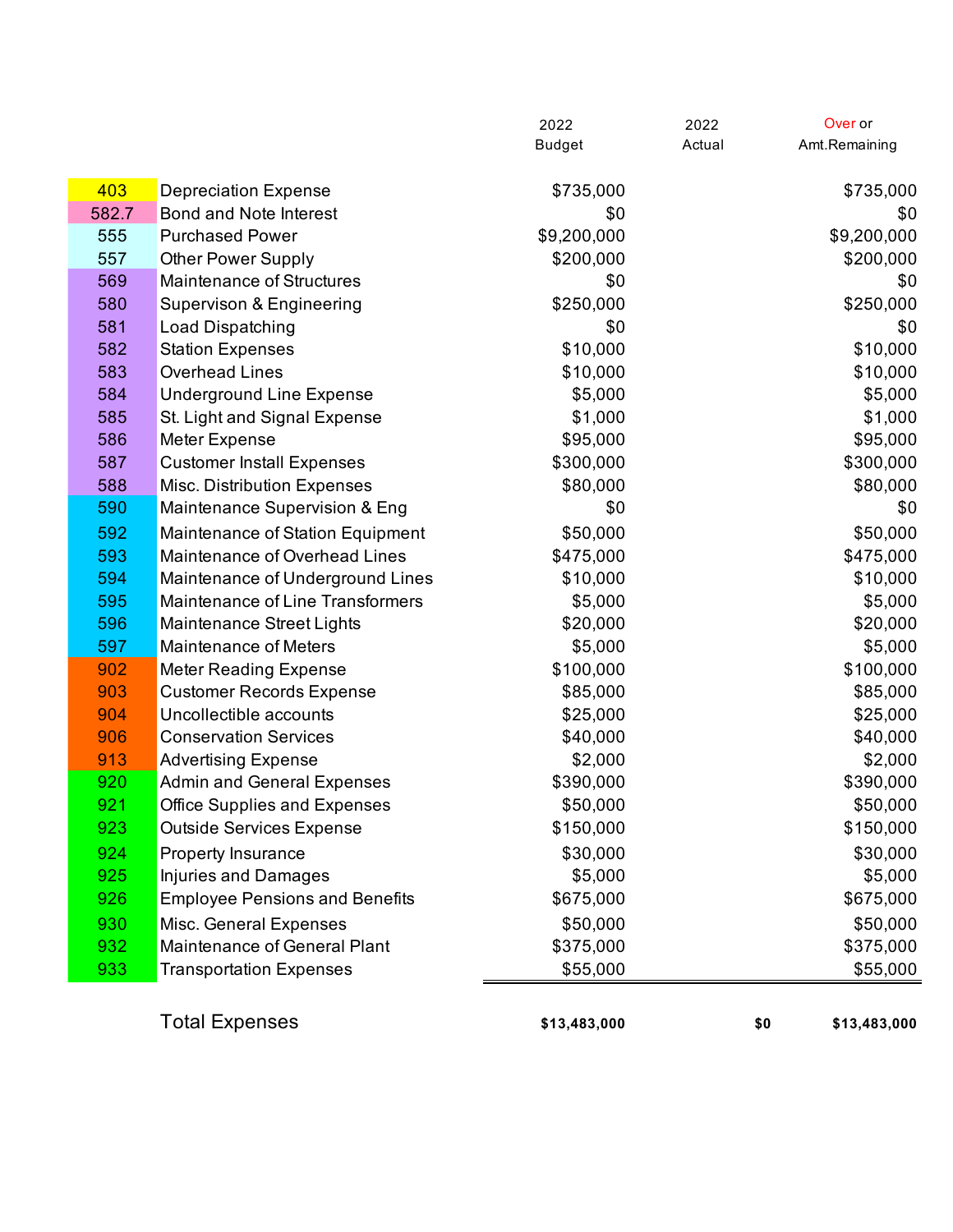| | | 2022 Budget | 2022 Actual | Over or Amt.Remaining |
|---|---|---|---|---|
| 403 | Depreciation Expense | $735,000 | | $735,000 |
| 582.7 | Bond and Note Interest | $0 | | $0 |
| 555 | Purchased Power | $9,200,000 | | $9,200,000 |
| 557 | Other Power Supply | $200,000 | | $200,000 |
| 569 | Maintenance of Structures | $0 | | $0 |
| 580 | Supervison & Engineering | $250,000 | | $250,000 |
| 581 | Load Dispatching | $0 | | $0 |
| 582 | Station Expenses | $10,000 | | $10,000 |
| 583 | Overhead Lines | $10,000 | | $10,000 |
| 584 | Underground Line Expense | $5,000 | | $5,000 |
| 585 | St. Light and Signal Expense | $1,000 | | $1,000 |
| 586 | Meter Expense | $95,000 | | $95,000 |
| 587 | Customer Install Expenses | $300,000 | | $300,000 |
| 588 | Misc. Distribution Expenses | $80,000 | | $80,000 |
| 590 | Maintenance Supervision & Eng | $0 | | $0 |
| 592 | Maintenance of Station Equipment | $50,000 | | $50,000 |
| 593 | Maintenance of Overhead Lines | $475,000 | | $475,000 |
| 594 | Maintenance of Underground Lines | $10,000 | | $10,000 |
| 595 | Maintenance of Line Transformers | $5,000 | | $5,000 |
| 596 | Maintenance Street Lights | $20,000 | | $20,000 |
| 597 | Maintenance of Meters | $5,000 | | $5,000 |
| 902 | Meter Reading Expense | $100,000 | | $100,000 |
| 903 | Customer Records Expense | $85,000 | | $85,000 |
| 904 | Uncollectible accounts | $25,000 | | $25,000 |
| 906 | Conservation Services | $40,000 | | $40,000 |
| 913 | Advertising Expense | $2,000 | | $2,000 |
| 920 | Admin and General Expenses | $390,000 | | $390,000 |
| 921 | Office Supplies and Expenses | $50,000 | | $50,000 |
| 923 | Outside Services Expense | $150,000 | | $150,000 |
| 924 | Property Insurance | $30,000 | | $30,000 |
| 925 | Injuries and Damages | $5,000 | | $5,000 |
| 926 | Employee Pensions and Benefits | $675,000 | | $675,000 |
| 930 | Misc. General Expenses | $50,000 | | $50,000 |
| 932 | Maintenance of General Plant | $375,000 | | $375,000 |
| 933 | Transportation Expenses | $55,000 | | $55,000 |
| | **Total Expenses** | **$13,483,000** | **$0** | **$13,483,000** |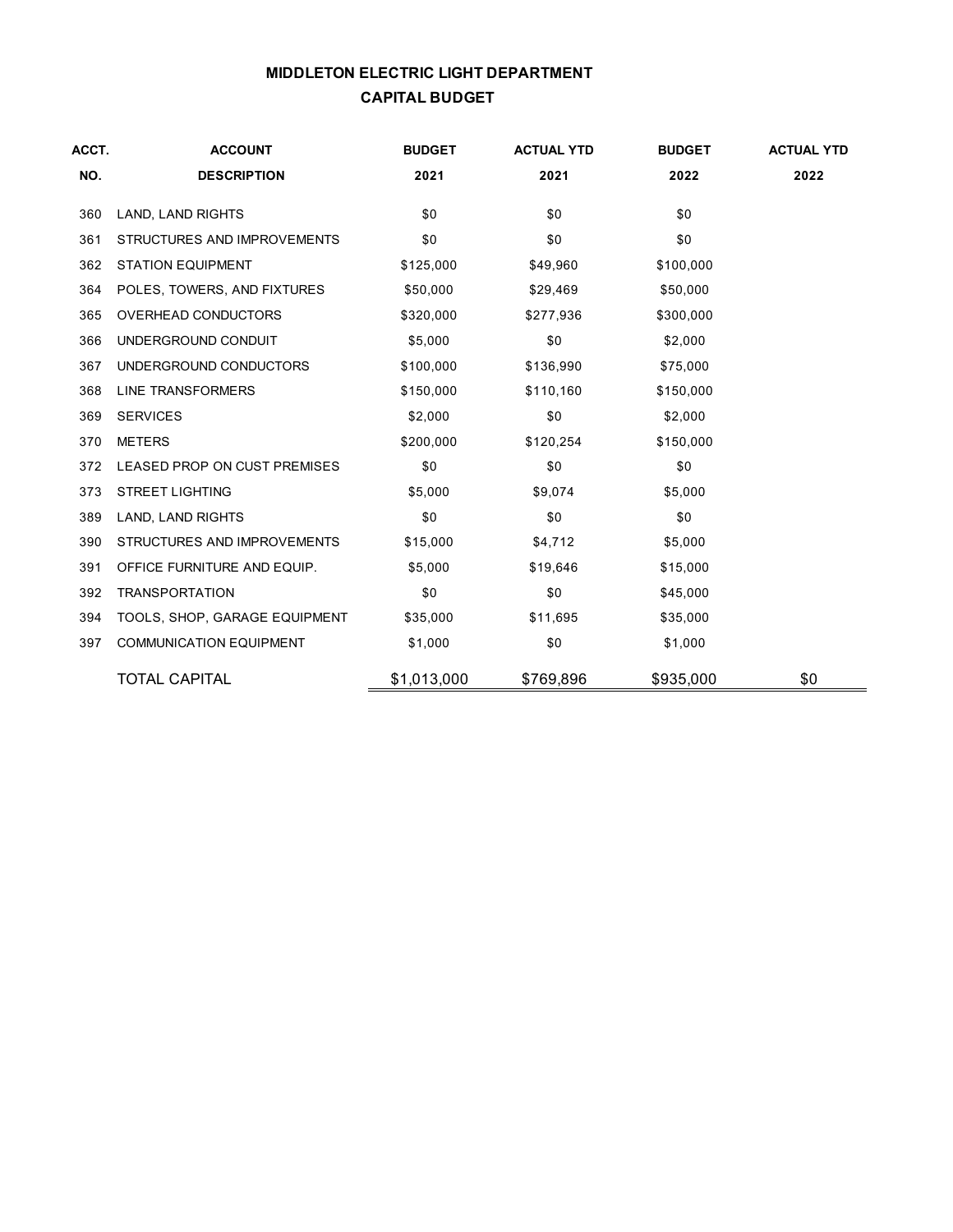## MIDDLETON ELECTRIC LIGHT DEPARTMENT

## CAPITAL BUDGET

| ACCT. NO. | ACCOUNT DESCRIPTION | BUDGET 2021 | ACTUAL YTD 2021 | BUDGET 2022 | ACTUAL YTD 2022 |
|---|---|---|---|---|---|
| 360 | LAND, LAND RIGHTS | $0 | $0 | $0 | |
| 361 | STRUCTURES AND IMPROVEMENTS | $0 | $0 | $0 | |
| 362 | STATION EQUIPMENT | $125,000 | $49,960 | $100,000 | |
| 364 | POLES, TOWERS, AND FIXTURES | $50,000 | $29,469 | $50,000 | |
| 365 | OVERHEAD CONDUCTORS | $320,000 | $277,936 | $300,000 | |
| 366 | UNDERGROUND CONDUIT | $5,000 | $0 | $2,000 | |
| 367 | UNDERGROUND CONDUCTORS | $100,000 | $136,990 | $75,000 | |
| 368 | LINE TRANSFORMERS | $150,000 | $110,160 | $150,000 | |
| 369 | SERVICES | $2,000 | $0 | $2,000 | |
| 370 | METERS | $200,000 | $120,254 | $150,000 | |
| 372 | LEASED PROP ON CUST PREMISES | $0 | $0 | $0 | |
| 373 | STREET LIGHTING | $5,000 | $9,074 | $5,000 | |
| 389 | LAND, LAND RIGHTS | $0 | $0 | $0 | |
| 390 | STRUCTURES AND IMPROVEMENTS | $15,000 | $4,712 | $5,000 | |
| 391 | OFFICE FURNITURE AND EQUIP. | $5,000 | $19,646 | $15,000 | |
| 392 | TRANSPORTATION | $0 | $0 | $45,000 | |
| 394 | TOOLS, SHOP, GARAGE EQUIPMENT | $35,000 | $11,695 | $35,000 | |
| 397 | COMMUNICATION EQUIPMENT | $1,000 | $0 | $1,000 | |
| | TOTAL CAPITAL | $1,013,000 | $769,896 | $935,000 | $0 |